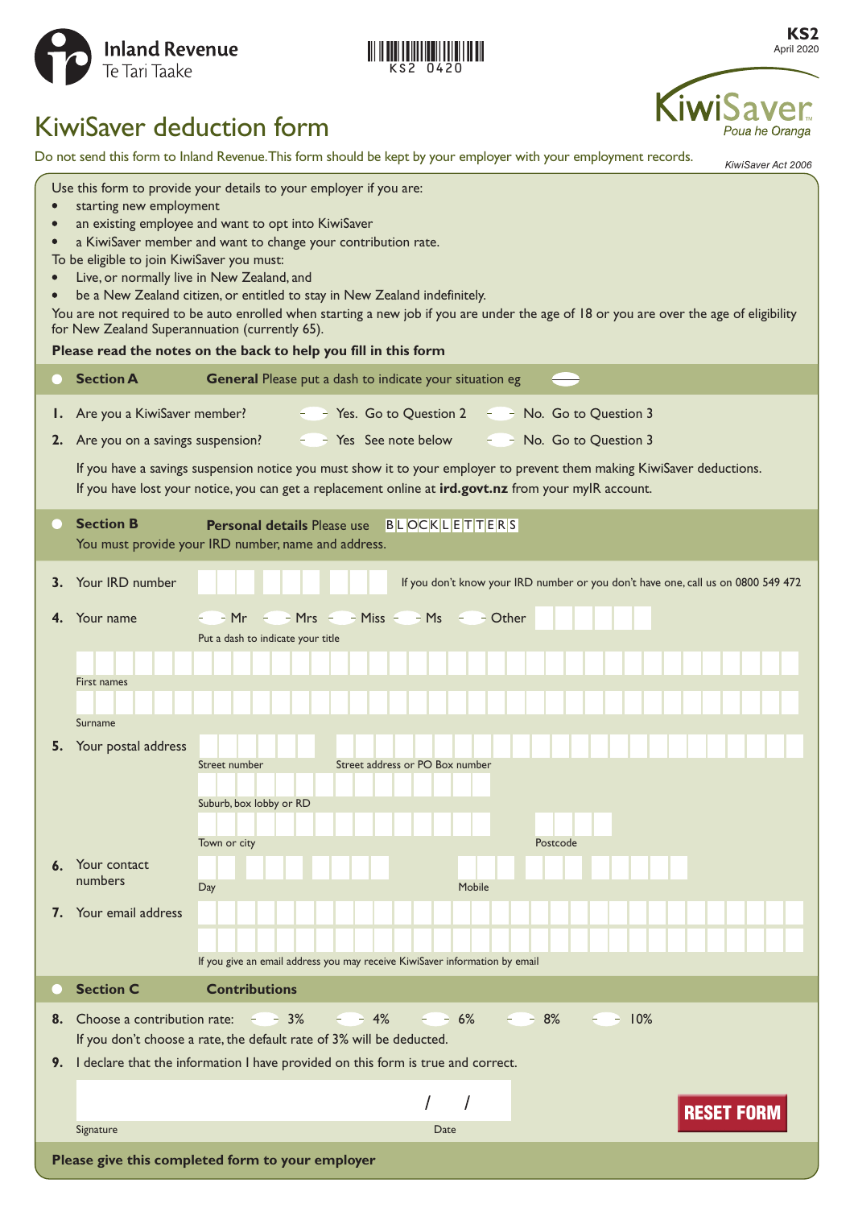Inland Revenue
Te Tari Taake

KS2 0420

**KS2**
April 2020

KiwiSaver
Poua he Oranga

# KiwiSaver deduction form

Do not send this form to Inland Revenue. This form should be kept by your employer with your employment records.

*KiwiSaver Act 2006*

Use this form to provide your details to your employer if you are:

- starting new employment
- an existing employee and want to opt into KiwiSaver
- a KiwiSaver member and want to change your contribution rate.

To be eligible to join KiwiSaver you must:

- Live, or normally live in New Zealand, and
- be a New Zealand citizen, or entitled to stay in New Zealand indefinitely.

You are not required to be auto enrolled when starting a new job if you are under the age of 18 or you are over the age of eligibility for New Zealand Superannuation (currently 65).

**Please read the notes on the back to help you fill in this form**

## Section A — General

Please put a dash to indicate your situation eg

**1.** Are you a KiwiSaver member? ☐ Yes. Go to Question 2 ☐ No. Go to Question 3

**2.** Are you on a savings suspension? ☐ Yes See note below ☐ No. Go to Question 3

If you have a savings suspension notice you must show it to your employer to prevent them making KiwiSaver deductions. If you have lost your notice, you can get a replacement online at **ird.govt.nz** from your myIR account.

## Section B — Personal details

Please use BLOCK LETTERS

You must provide your IRD number, name and address.

**3.** Your IRD number ______ If you don't know your IRD number or you don't have one, call us on 0800 549 472

**4.** Your name ☐ Mr ☐ Mrs ☐ Miss ☐ Ms ☐ Other ______

Put a dash to indicate your title

First names ______

Surname ______

**5.** Your postal address

Street number ______ Street address or PO Box number ______

Suburb, box lobby or RD ______

Town or city ______ Postcode ______

**6.** Your contact numbers

Day ______ Mobile ______

**7.** Your email address ______

If you give an email address you may receive KiwiSaver information by email

## Section C — Contributions

**8.** Choose a contribution rate: ☐ 3% ☐ 4% ☐ 6% ☐ 8% ☐ 10%

If you don't choose a rate, the default rate of 3% will be deducted.

**9.** I declare that the information I have provided on this form is true and correct.

Signature ______ Date ___ / ___ / ___

RESET FORM

**Please give this completed form to your employer**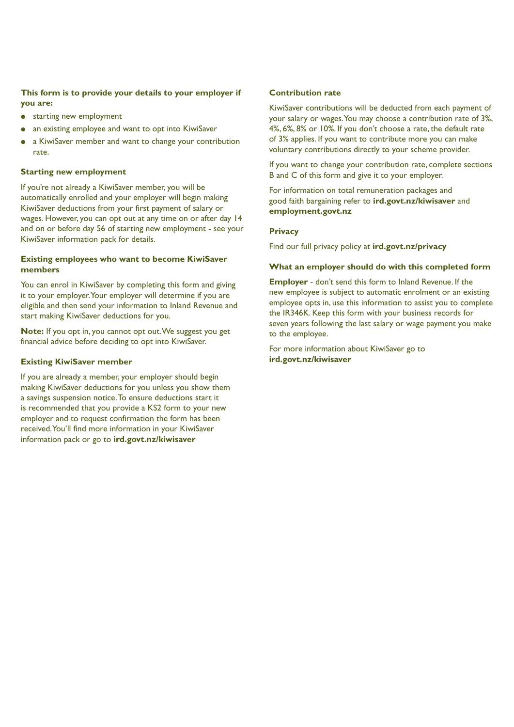**This form is to provide your details to your employer if you are:**

- starting new employment
- an existing employee and want to opt into KiwiSaver
- a KiwiSaver member and want to change your contribution rate.

### Starting new employment

If you're not already a KiwiSaver member, you will be automatically enrolled and your employer will begin making KiwiSaver deductions from your first payment of salary or wages. However, you can opt out at any time on or after day 14 and on or before day 56 of starting new employment - see your KiwiSaver information pack for details.

### Existing employees who want to become KiwiSaver members

You can enrol in KiwiSaver by completing this form and giving it to your employer. Your employer will determine if you are eligible and then send your information to Inland Revenue and start making KiwiSaver deductions for you.

**Note:** If you opt in, you cannot opt out. We suggest you get financial advice before deciding to opt into KiwiSaver.

### Existing KiwiSaver member

If you are already a member, your employer should begin making KiwiSaver deductions for you unless you show them a savings suspension notice. To ensure deductions start it is recommended that you provide a KS2 form to your new employer and to request confirmation the form has been received. You'll find more information in your KiwiSaver information pack or go to **ird.govt.nz/kiwisaver**

### Contribution rate

KiwiSaver contributions will be deducted from each payment of your salary or wages. You may choose a contribution rate of 3%, 4%, 6%, 8% or 10%. If you don't choose a rate, the default rate of 3% applies. If you want to contribute more you can make voluntary contributions directly to your scheme provider.

If you want to change your contribution rate, complete sections B and C of this form and give it to your employer.

For information on total remuneration packages and good faith bargaining refer to **ird.govt.nz/kiwisaver** and **employment.govt.nz**

### Privacy

Find our full privacy policy at **ird.govt.nz/privacy**

### What an employer should do with this completed form

**Employer** - don't send this form to Inland Revenue. If the new employee is subject to automatic enrolment or an existing employee opts in, use this information to assist you to complete the IR346K. Keep this form with your business records for seven years following the last salary or wage payment you make to the employee.

For more information about KiwiSaver go to **ird.govt.nz/kiwisaver**